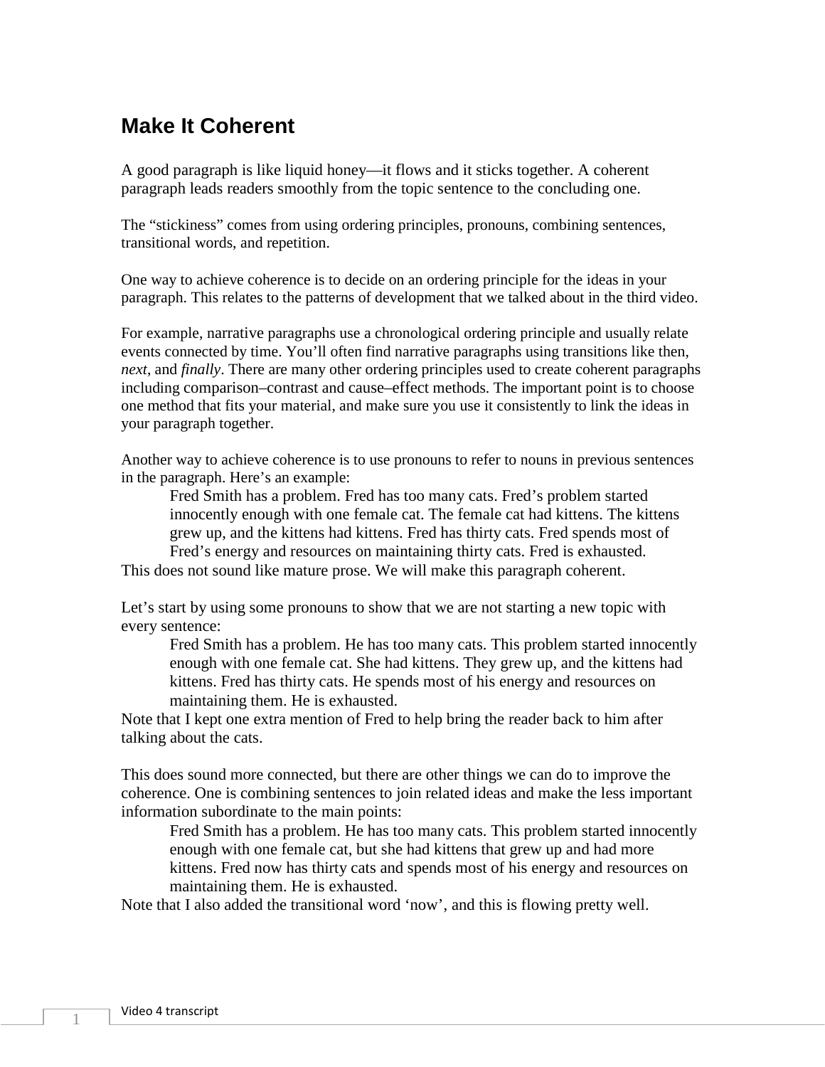# Make It Coherent

A good paragraph is like liquid honey—it flows and it sticks together. A coherent paragraph leads readers smoothly from the topic sentence to the concluding one.

The "stickiness" comes from using ordering principles, pronouns, combining sentences, transitional words, and repetition.

One way to achieve coherence is to decide on an ordering principle for the ideas in your paragraph. This relates to the patterns of development that we talked about in the third video.

For example, narrative paragraphs use a chronological ordering principle and usually relate events connected by time. You'll often find narrative paragraphs using transitions like then, *next*, and *finally*. There are many other ordering principles used to create coherent paragraphs including comparison–contrast and cause–effect methods. The important point is to choose one method that fits your material, and make sure you use it consistently to link the ideas in your paragraph together.

Another way to achieve coherence is to use pronouns to refer to nouns in previous sentences in the paragraph. Here's an example:

> Fred Smith has a problem. Fred has too many cats. Fred's problem started innocently enough with one female cat. The female cat had kittens. The kittens grew up, and the kittens had kittens. Fred has thirty cats. Fred spends most of Fred's energy and resources on maintaining thirty cats. Fred is exhausted.

This does not sound like mature prose. We will make this paragraph coherent.

Let's start by using some pronouns to show that we are not starting a new topic with every sentence:

> Fred Smith has a problem. He has too many cats. This problem started innocently enough with one female cat. She had kittens. They grew up, and the kittens had kittens. Fred has thirty cats. He spends most of his energy and resources on maintaining them. He is exhausted.

Note that I kept one extra mention of Fred to help bring the reader back to him after talking about the cats.

This does sound more connected, but there are other things we can do to improve the coherence. One is combining sentences to join related ideas and make the less important information subordinate to the main points:

> Fred Smith has a problem. He has too many cats. This problem started innocently enough with one female cat, but she had kittens that grew up and had more kittens. Fred now has thirty cats and spends most of his energy and resources on maintaining them. He is exhausted.

Note that I also added the transitional word 'now', and this is flowing pretty well.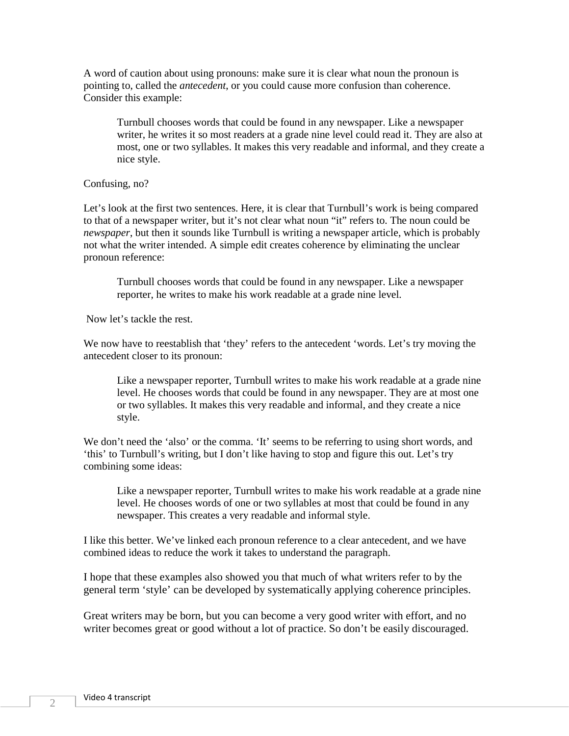A word of caution about using pronouns: make sure it is clear what noun the pronoun is pointing to, called the *antecedent*, or you could cause more confusion than coherence. Consider this example:

> Turnbull chooses words that could be found in any newspaper. Like a newspaper writer, he writes it so most readers at a grade nine level could read it. They are also at most, one or two syllables. It makes this very readable and informal, and they create a nice style.

Confusing, no?

Let's look at the first two sentences. Here, it is clear that Turnbull's work is being compared to that of a newspaper writer, but it's not clear what noun "it" refers to. The noun could be *newspaper*, but then it sounds like Turnbull is writing a newspaper article, which is probably not what the writer intended. A simple edit creates coherence by eliminating the unclear pronoun reference:

> Turnbull chooses words that could be found in any newspaper. Like a newspaper reporter, he writes to make his work readable at a grade nine level.

Now let's tackle the rest.

We now have to reestablish that 'they' refers to the antecedent 'words. Let's try moving the antecedent closer to its pronoun:

> Like a newspaper reporter, Turnbull writes to make his work readable at a grade nine level. He chooses words that could be found in any newspaper. They are at most one or two syllables. It makes this very readable and informal, and they create a nice style.

We don't need the 'also' or the comma. 'It' seems to be referring to using short words, and 'this' to Turnbull's writing, but I don't like having to stop and figure this out. Let's try combining some ideas:

> Like a newspaper reporter, Turnbull writes to make his work readable at a grade nine level. He chooses words of one or two syllables at most that could be found in any newspaper. This creates a very readable and informal style.

I like this better. We've linked each pronoun reference to a clear antecedent, and we have combined ideas to reduce the work it takes to understand the paragraph.

I hope that these examples also showed you that much of what writers refer to by the general term 'style' can be developed by systematically applying coherence principles.

Great writers may be born, but you can become a very good writer with effort, and no writer becomes great or good without a lot of practice. So don't be easily discouraged.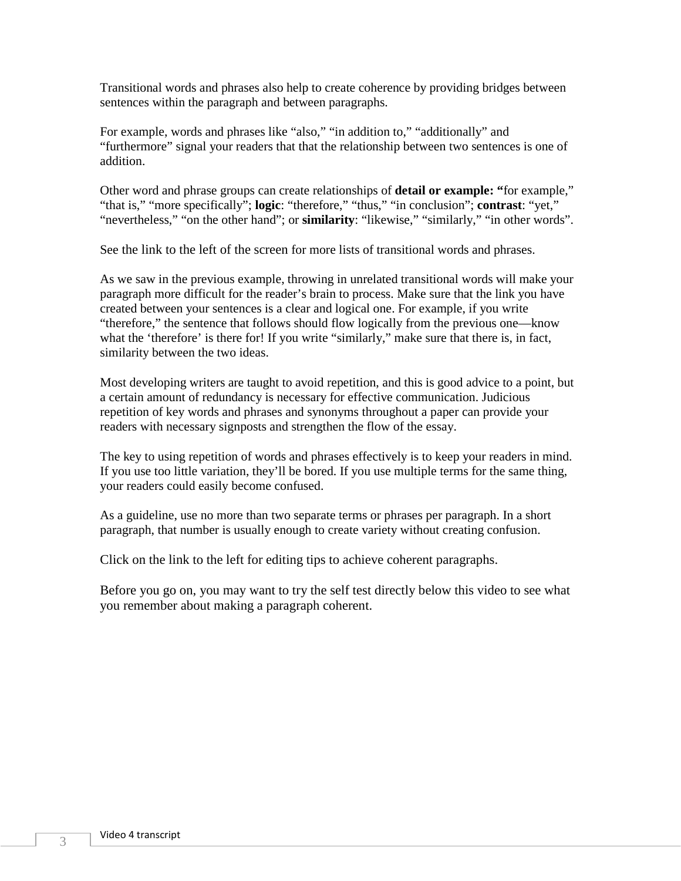Transitional words and phrases also help to create coherence by providing bridges between sentences within the paragraph and between paragraphs.

For example, words and phrases like "also," "in addition to," "additionally" and "furthermore" signal your readers that that the relationship between two sentences is one of addition.

Other word and phrase groups can create relationships of **detail or example: "**for example," "that is," "more specifically"; **logic**: "therefore," "thus," "in conclusion"; **contrast**: "yet," "nevertheless," "on the other hand"; or **similarity**: "likewise," "similarly," "in other words".

See the link to the left of the screen for more lists of transitional words and phrases.

As we saw in the previous example, throwing in unrelated transitional words will make your paragraph more difficult for the reader's brain to process. Make sure that the link you have created between your sentences is a clear and logical one. For example, if you write "therefore," the sentence that follows should flow logically from the previous one—know what the 'therefore' is there for! If you write "similarly," make sure that there is, in fact, similarity between the two ideas.

Most developing writers are taught to avoid repetition, and this is good advice to a point, but a certain amount of redundancy is necessary for effective communication. Judicious repetition of key words and phrases and synonyms throughout a paper can provide your readers with necessary signposts and strengthen the flow of the essay.

The key to using repetition of words and phrases effectively is to keep your readers in mind. If you use too little variation, they'll be bored. If you use multiple terms for the same thing, your readers could easily become confused.

As a guideline, use no more than two separate terms or phrases per paragraph. In a short paragraph, that number is usually enough to create variety without creating confusion.

Click on the link to the left for editing tips to achieve coherent paragraphs.

Before you go on, you may want to try the self test directly below this video to see what you remember about making a paragraph coherent.